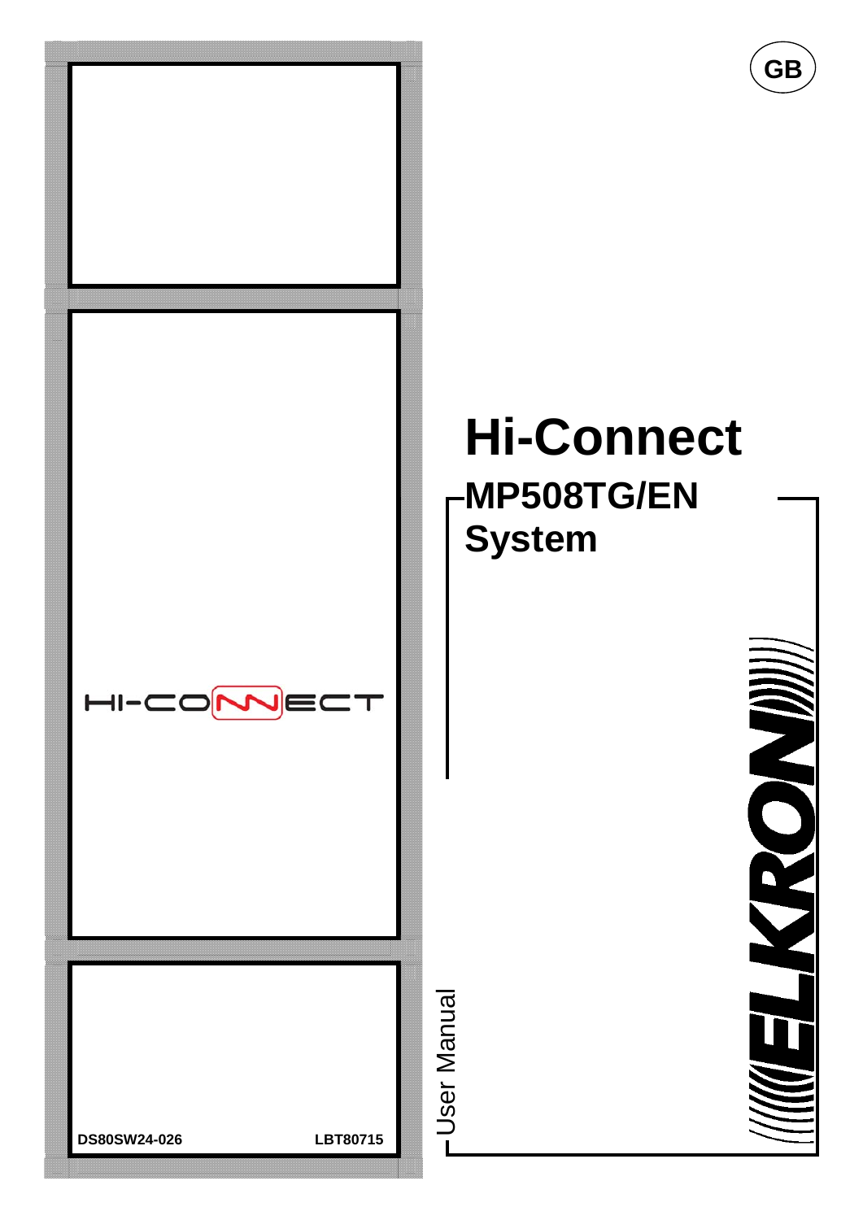GB

# Hi-Connect

## MP508TG/EN System

HI-CONNECT

User Manual

ELKRON

DS80SW24-026

LBT80715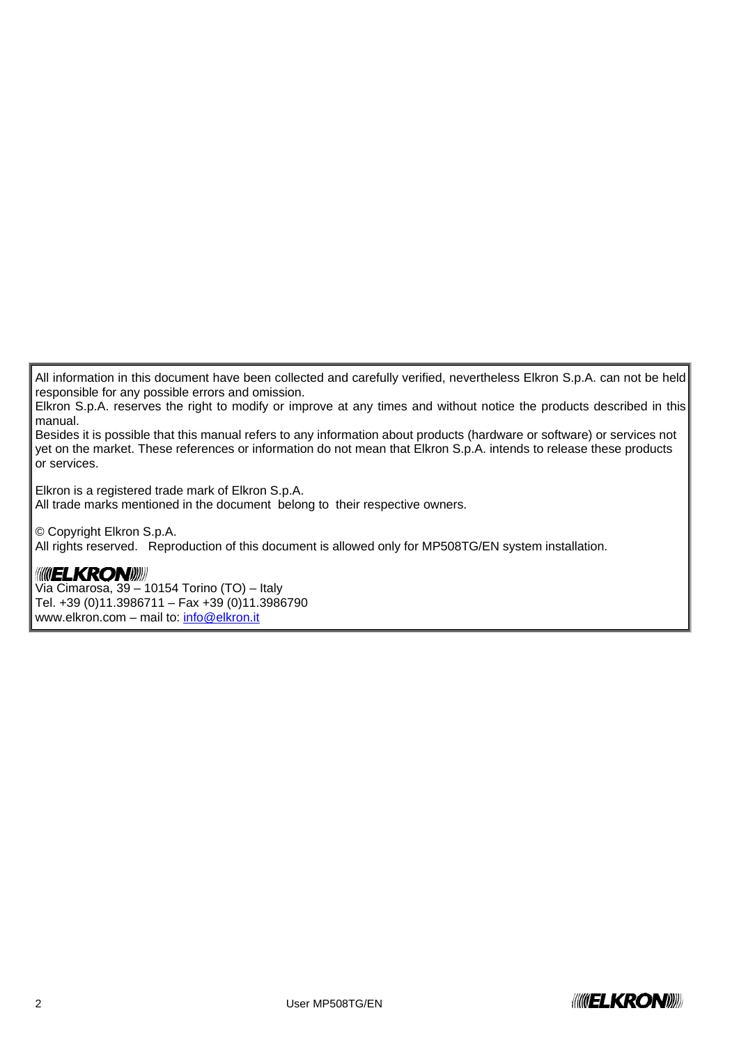All information in this document have been collected and carefully verified, nevertheless Elkron S.p.A. can not be held responsible for any possible errors and omission.
Elkron S.p.A. reserves the right to modify or improve at any times and without notice the products described in this manual.
Besides it is possible that this manual refers to any information about products (hardware or software) or services not yet on the market. These references or information do not mean that Elkron S.p.A. intends to release these products or services.

Elkron is a registered trade mark of Elkron S.p.A.
All trade marks mentioned in the document belong to their respective owners.

© Copyright Elkron S.p.A.
All rights reserved. Reproduction of this document is allowed only for MP508TG/EN system installation.

ELKRON
Via Cimarosa, 39 – 10154 Torino (TO) – Italy
Tel. +39 (0)11.3986711 – Fax +39 (0)11.3986790
www.elkron.com – mail to: info@elkron.it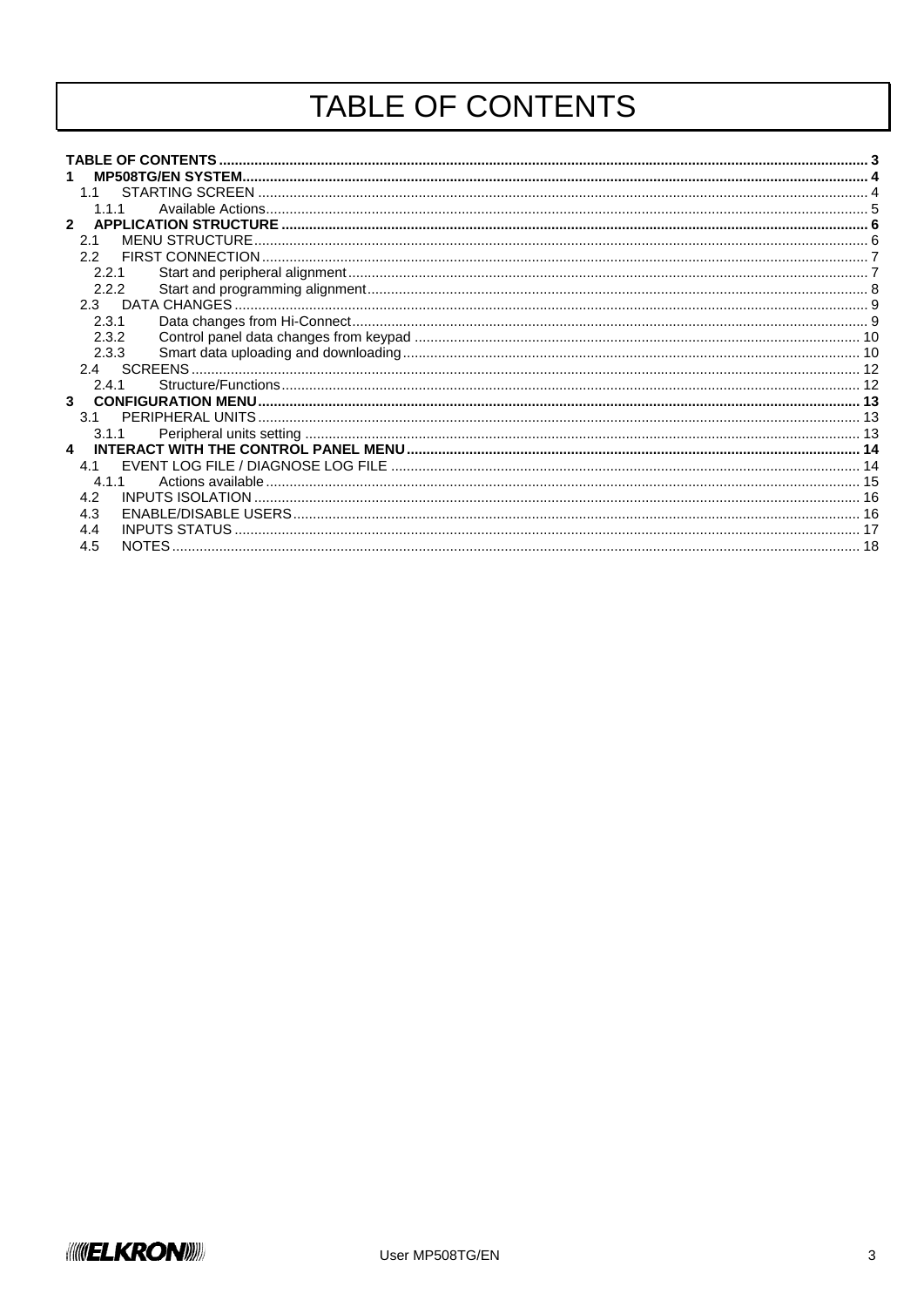# TABLE OF CONTENTS

**TABLE OF CONTENTS** ........................................................................ 3

**1 MP508TG/EN SYSTEM** ........................................................................ 4

- 1.1 STARTING SCREEN ........................................................................ 4
  - 1.1.1 Available Actions ........................................................................ 5

**2 APPLICATION STRUCTURE** ........................................................................ 6

- 2.1 MENU STRUCTURE ........................................................................ 6
- 2.2 FIRST CONNECTION ........................................................................ 7
  - 2.2.1 Start and peripheral alignment ........................................................................ 7
  - 2.2.2 Start and programming alignment ........................................................................ 8
- 2.3 DATA CHANGES ........................................................................ 9
  - 2.3.1 Data changes from Hi-Connect ........................................................................ 9
  - 2.3.2 Control panel data changes from keypad ........................................................................ 10
  - 2.3.3 Smart data uploading and downloading ........................................................................ 10
- 2.4 SCREENS ........................................................................ 12
  - 2.4.1 Structure/Functions ........................................................................ 12

**3 CONFIGURATION MENU** ........................................................................ 13

- 3.1 PERIPHERAL UNITS ........................................................................ 13
  - 3.1.1 Peripheral units setting ........................................................................ 13

**4 INTERACT WITH THE CONTROL PANEL MENU** ........................................................................ 14

- 4.1 EVENT LOG FILE / DIAGNOSE LOG FILE ........................................................................ 14
  - 4.1.1 Actions available ........................................................................ 15
- 4.2 INPUTS ISOLATION ........................................................................ 16
- 4.3 ENABLE/DISABLE USERS ........................................................................ 16
- 4.4 INPUTS STATUS ........................................................................ 17
- 4.5 NOTES ........................................................................ 18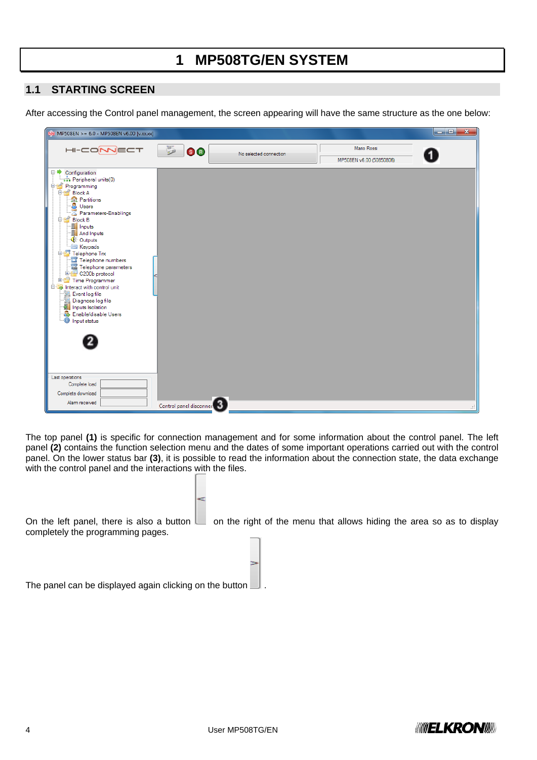# 1 MP508TG/EN SYSTEM

## 1.1 STARTING SCREEN

After accessing the Control panel management, the screen appearing will have the same structure as the one below:

The top panel **(1)** is specific for connection management and for some information about the control panel. The left panel **(2)** contains the function selection menu and the dates of some important operations carried out with the control panel. On the lower status bar **(3)**, it is possible to read the information about the connection state, the data exchange with the control panel and the interactions with the files.

On the left panel, there is also a button on the right of the menu that allows hiding the area so as to display completely the programming pages.

The panel can be displayed again clicking on the button .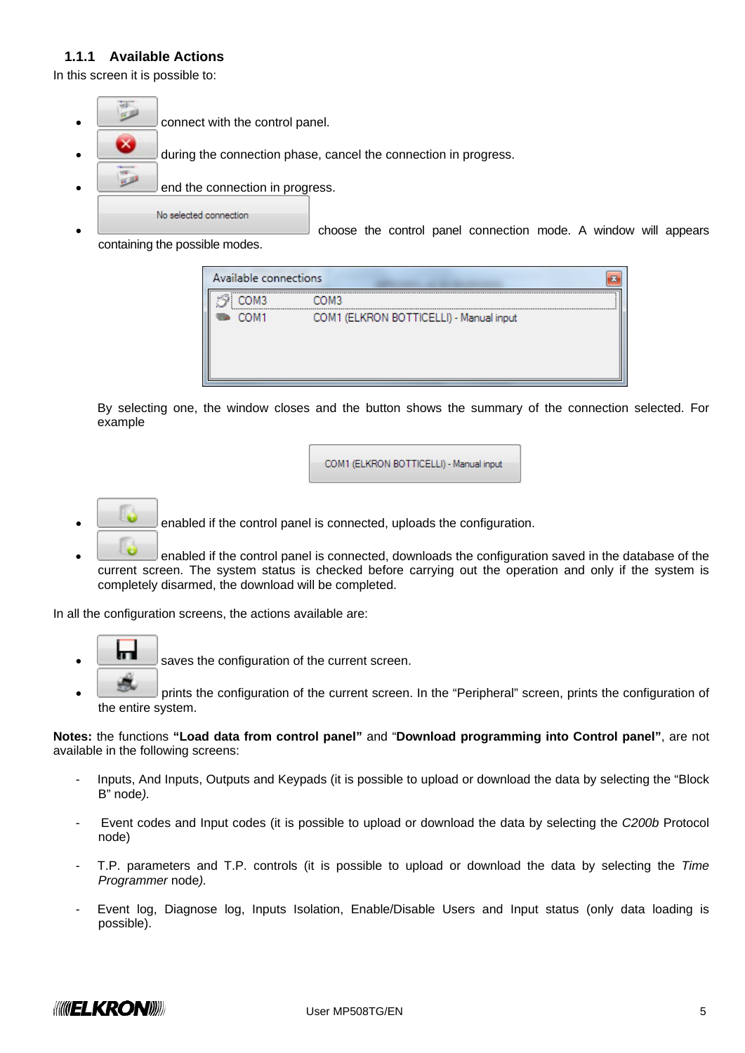### 1.1.1 Available Actions

In this screen it is possible to:

- connect with the control panel.
- during the connection phase, cancel the connection in progress.
- end the connection in progress.
- No selected connection — choose the control panel connection mode. A window will appears containing the possible modes.

  Available connections

  | | |
  |---|---|
  | COM3 | COM3 |
  | COM1 | COM1 (ELKRON BOTTICELLI) - Manual input |

  By selecting one, the window closes and the button shows the summary of the connection selected. For example

  COM1 (ELKRON BOTTICELLI) - Manual input

- enabled if the control panel is connected, uploads the configuration.
- enabled if the control panel is connected, downloads the configuration saved in the database of the current screen. The system status is checked before carrying out the operation and only if the system is completely disarmed, the download will be completed.

In all the configuration screens, the actions available are:

- saves the configuration of the current screen.
- prints the configuration of the current screen. In the “Peripheral” screen, prints the configuration of the entire system.

**Notes:** the functions **“Load data from control panel”** and “**Download programming into Control panel”**, are not available in the following screens:

- Inputs, And Inputs, Outputs and Keypads (it is possible to upload or download the data by selecting the “Block B” node*).*
- Event codes and Input codes (it is possible to upload or download the data by selecting the *C200b* Protocol node)
- T.P. parameters and T.P. controls (it is possible to upload or download the data by selecting the *Time Programmer* node*).*
- Event log, Diagnose log, Inputs Isolation, Enable/Disable Users and Input status (only data loading is possible).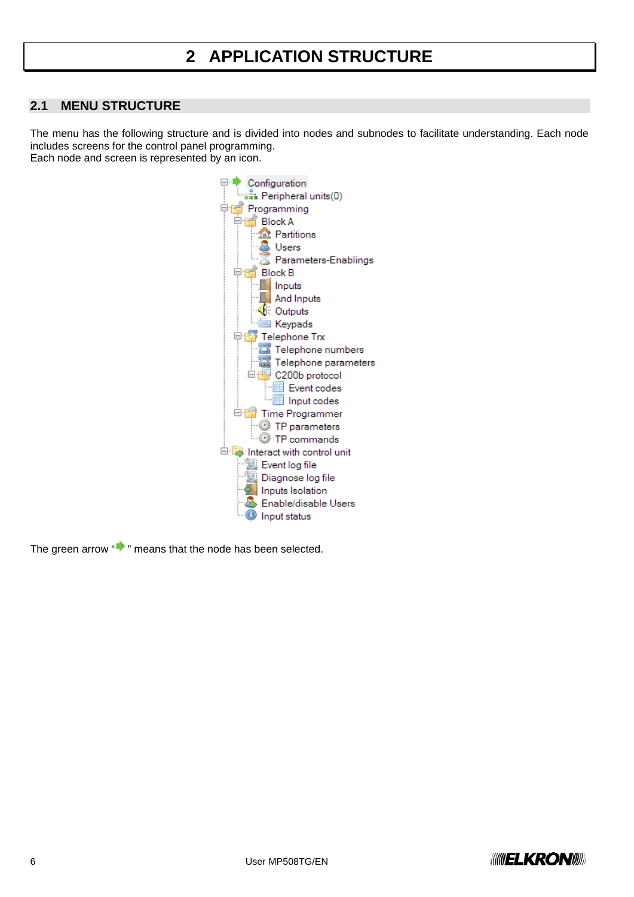# 2 APPLICATION STRUCTURE

## 2.1 MENU STRUCTURE

The menu has the following structure and is divided into nodes and subnodes to facilitate understanding. Each node includes screens for the control panel programming.
Each node and screen is represented by an icon.

- Configuration
  - Peripheral units(0)
- Programming
  - Block A
    - Partitions
    - Users
    - Parameters-Enablings
  - Block B
    - Inputs
    - And Inputs
    - Outputs
    - Keypads
  - Telephone Trx
    - Telephone numbers
    - Telephone parameters
    - C200b protocol
      - Event codes
      - Input codes
  - Time Programmer
    - TP parameters
    - TP commands
- Interact with control unit
  - Event log file
  - Diagnose log file
  - Inputs Isolation
  - Enable/disable Users
  - Input status

The green arrow " " means that the node has been selected.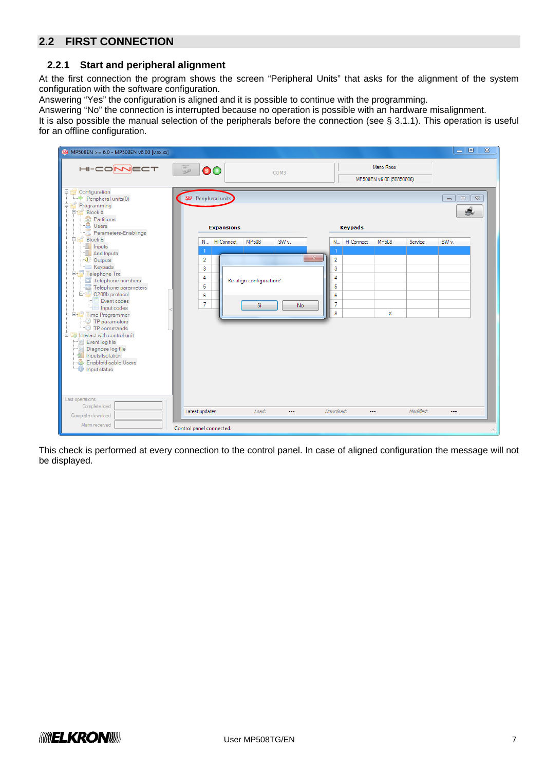## 2.2 FIRST CONNECTION

### 2.2.1 Start and peripheral alignment

At the first connection the program shows the screen "Peripheral Units" that asks for the alignment of the system configuration with the software configuration.
Answering "Yes" the configuration is aligned and it is possible to continue with the programming.
Answering "No" the connection is interrupted because no operation is possible with an hardware misalignment.
It is also possible the manual selection of the peripherals before the connection (see § 3.1.1). This operation is useful for an offline configuration.

This check is performed at every connection to the control panel. In case of aligned configuration the message will not be displayed.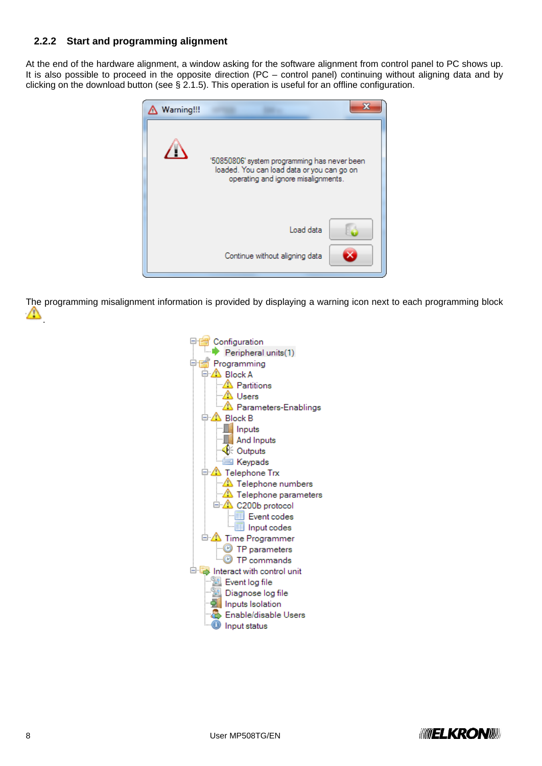### 2.2.2 Start and programming alignment

At the end of the hardware alignment, a window asking for the software alignment from control panel to PC shows up. It is also possible to proceed in the opposite direction (PC – control panel) continuing without aligning data and by clicking on the download button (see § 2.1.5). This operation is useful for an offline configuration.

The programming misalignment information is provided by displaying a warning icon next to each programming block .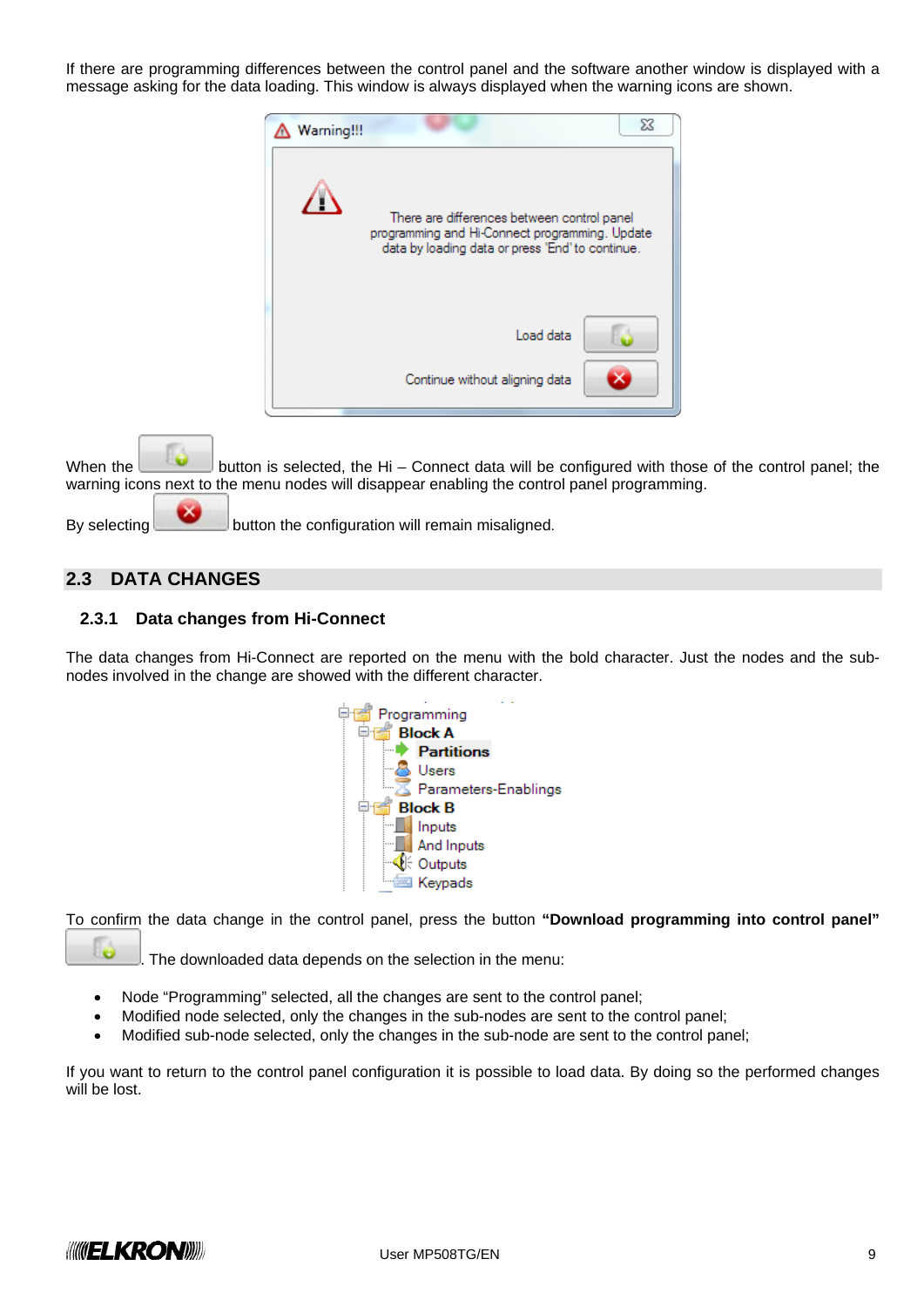If there are programming differences between the control panel and the software another window is displayed with a message asking for the data loading. This window is always displayed when the warning icons are shown.

When the button is selected, the Hi – Connect data will be configured with those of the control panel; the warning icons next to the menu nodes will disappear enabling the control panel programming.

By selecting button the configuration will remain misaligned.

## 2.3 DATA CHANGES

### 2.3.1 Data changes from Hi-Connect

The data changes from Hi-Connect are reported on the menu with the bold character. Just the nodes and the sub-nodes involved in the change are showed with the different character.

To confirm the data change in the control panel, press the button **"Download programming into control panel"** . The downloaded data depends on the selection in the menu:

- Node "Programming" selected, all the changes are sent to the control panel;
- Modified node selected, only the changes in the sub-nodes are sent to the control panel;
- Modified sub-node selected, only the changes in the sub-node are sent to the control panel;

If you want to return to the control panel configuration it is possible to load data. By doing so the performed changes will be lost.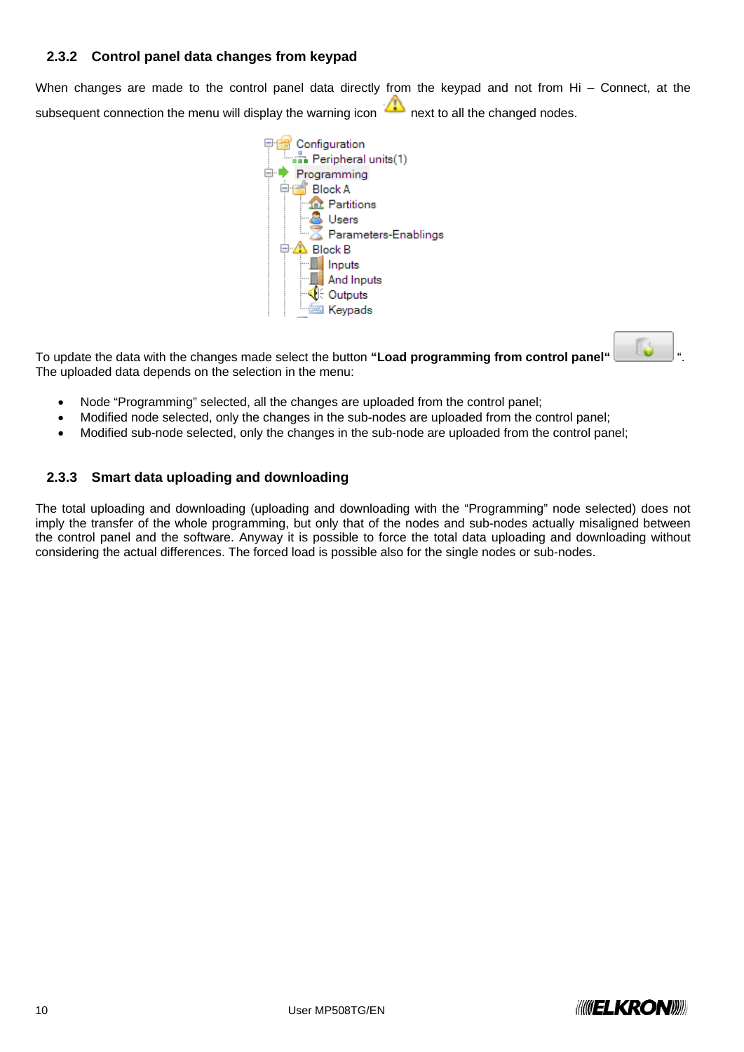### 2.3.2 Control panel data changes from keypad

When changes are made to the control panel data directly from the keypad and not from Hi – Connect, at the subsequent connection the menu will display the warning icon next to all the changed nodes.

To update the data with the changes made select the button **"Load programming from control panel"** ".
The uploaded data depends on the selection in the menu:

- Node "Programming" selected, all the changes are uploaded from the control panel;
- Modified node selected, only the changes in the sub-nodes are uploaded from the control panel;
- Modified sub-node selected, only the changes in the sub-node are uploaded from the control panel;

### 2.3.3 Smart data uploading and downloading

The total uploading and downloading (uploading and downloading with the "Programming" node selected) does not imply the transfer of the whole programming, but only that of the nodes and sub-nodes actually misaligned between the control panel and the software. Anyway it is possible to force the total data uploading and downloading without considering the actual differences. The forced load is possible also for the single nodes or sub-nodes.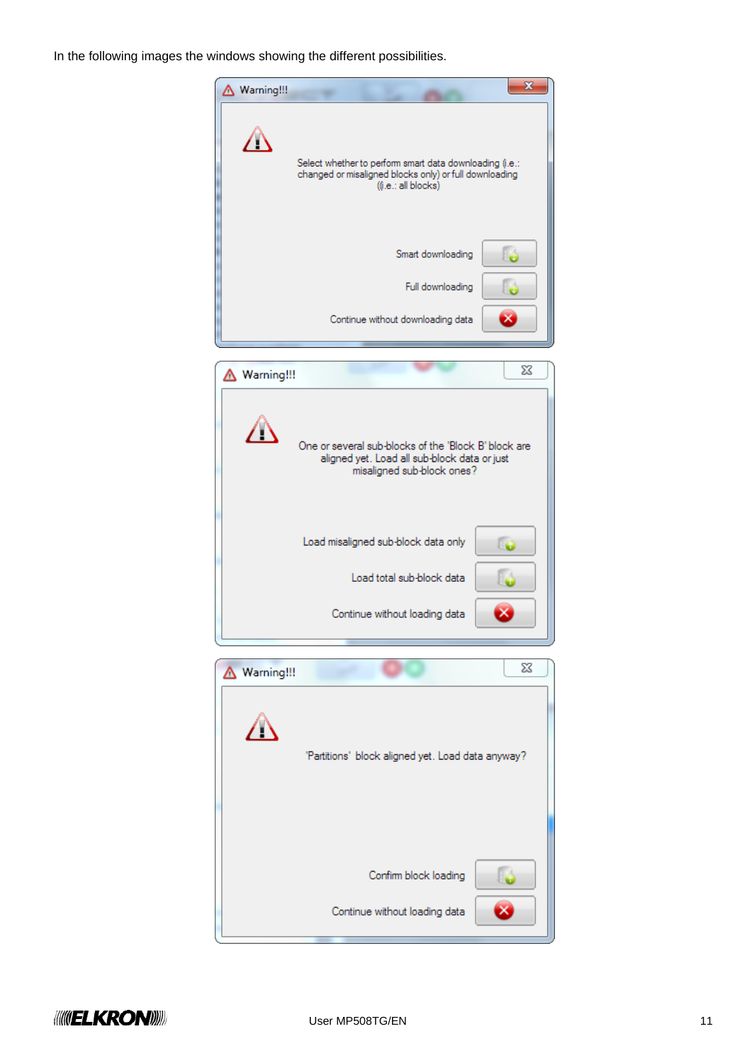In the following images the windows showing the different possibilities.

Warning!!!

Select whether to perform smart data downloading (i.e.: changed or misaligned blocks only) or full downloading ((i.e.: all blocks)

Smart downloading

Full downloading

Continue without downloading data

Warning!!!

One or several sub-blocks of the 'Block B' block are aligned yet. Load all sub-block data or just misaligned sub-block ones?

Load misaligned sub-block data only

Load total sub-block data

Continue without loading data

Warning!!!

'Partitions' block aligned yet. Load data anyway?

Confirm block loading

Continue without loading data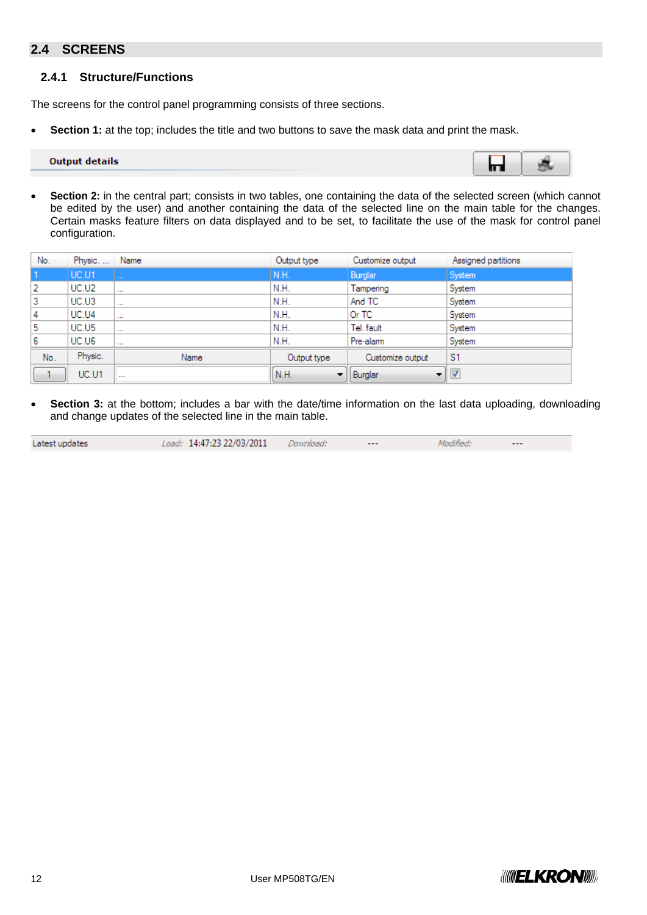## 2.4 SCREENS

### 2.4.1 Structure/Functions

The screens for the control panel programming consists of three sections.

- **Section 1:** at the top; includes the title and two buttons to save the mask data and print the mask.

Output details

- **Section 2:** in the central part; consists in two tables, one containing the data of the selected screen (which cannot be edited by the user) and another containing the data of the selected line on the main table for the changes. Certain masks feature filters on data displayed and to be set, to facilitate the use of the mask for control panel configuration.

| No. | Physic. ... | Name | Output type | Customize output | Assigned partitions |
|---|---|---|---|---|---|
| 1 | UC.U1 | ... | N.H. | Burglar | System |
| 2 | UC.U2 | ... | N.H. | Tampering | System |
| 3 | UC.U3 | ... | N.H. | And TC | System |
| 4 | UC.U4 | ... | N.H. | Or TC | System |
| 5 | UC.U5 | ... | N.H. | Tel. fault | System |
| 6 | UC.U6 | ... | N.H. | Pre-alarm | System |

| No. | Physic. | Name | Output type | Customize output | S1 |
|---|---|---|---|---|---|
| 1 | UC.U1 | ... | N.H. | Burglar | ☑ |

- **Section 3:** at the bottom; includes a bar with the date/time information on the last data uploading, downloading and change updates of the selected line in the main table.

Latest updates  *Load:* 14:47:23 22/03/2011  *Download:* ---  *Modified:* ---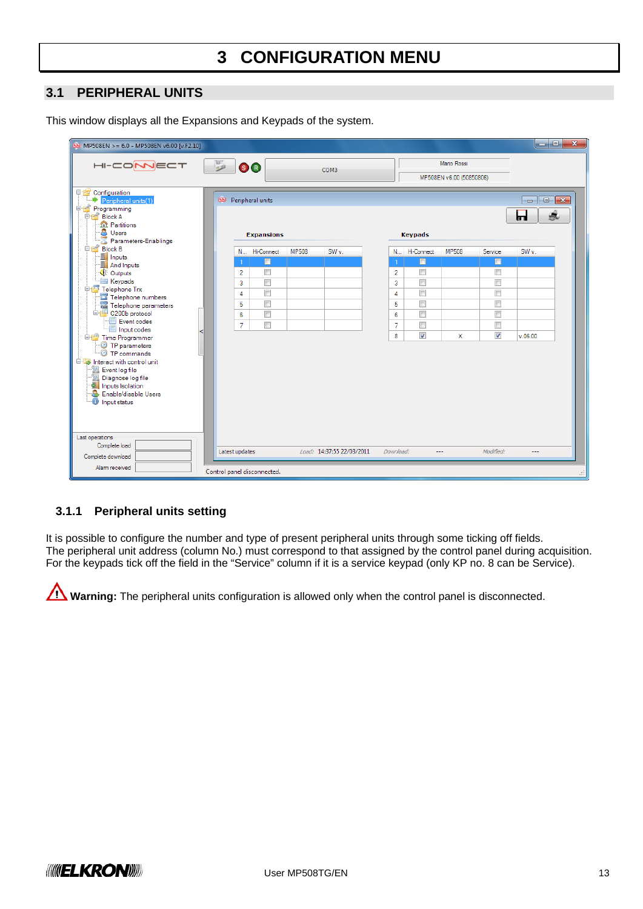# 3 CONFIGURATION MENU

## 3.1 PERIPHERAL UNITS

This window displays all the Expansions and Keypads of the system.

### 3.1.1 Peripheral units setting

It is possible to configure the number and type of present peripheral units through some ticking off fields.
The peripheral unit address (column No.) must correspond to that assigned by the control panel during acquisition.
For the keypads tick off the field in the "Service" column if it is a service keypad (only KP no. 8 can be Service).

**Warning:** The peripheral units configuration is allowed only when the control panel is disconnected.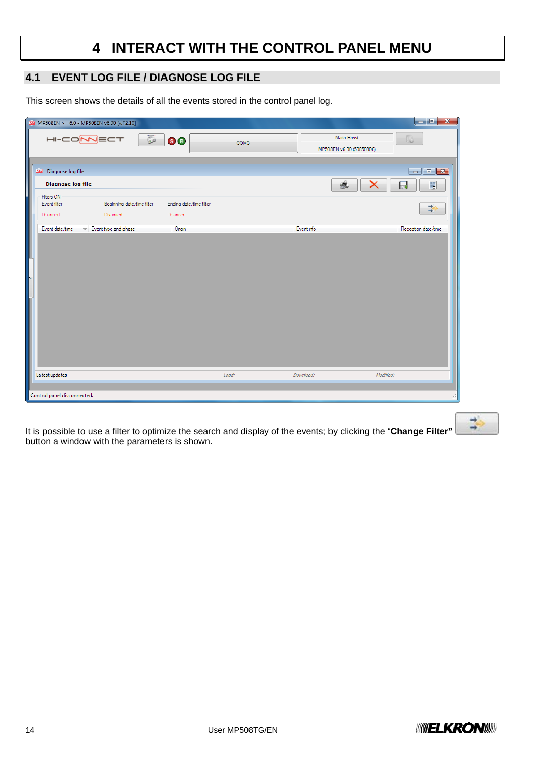# 4 INTERACT WITH THE CONTROL PANEL MENU

## 4.1 EVENT LOG FILE / DIAGNOSE LOG FILE

This screen shows the details of all the events stored in the control panel log.

It is possible to use a filter to optimize the search and display of the events; by clicking the "**Change Filter"** button a window with the parameters is shown.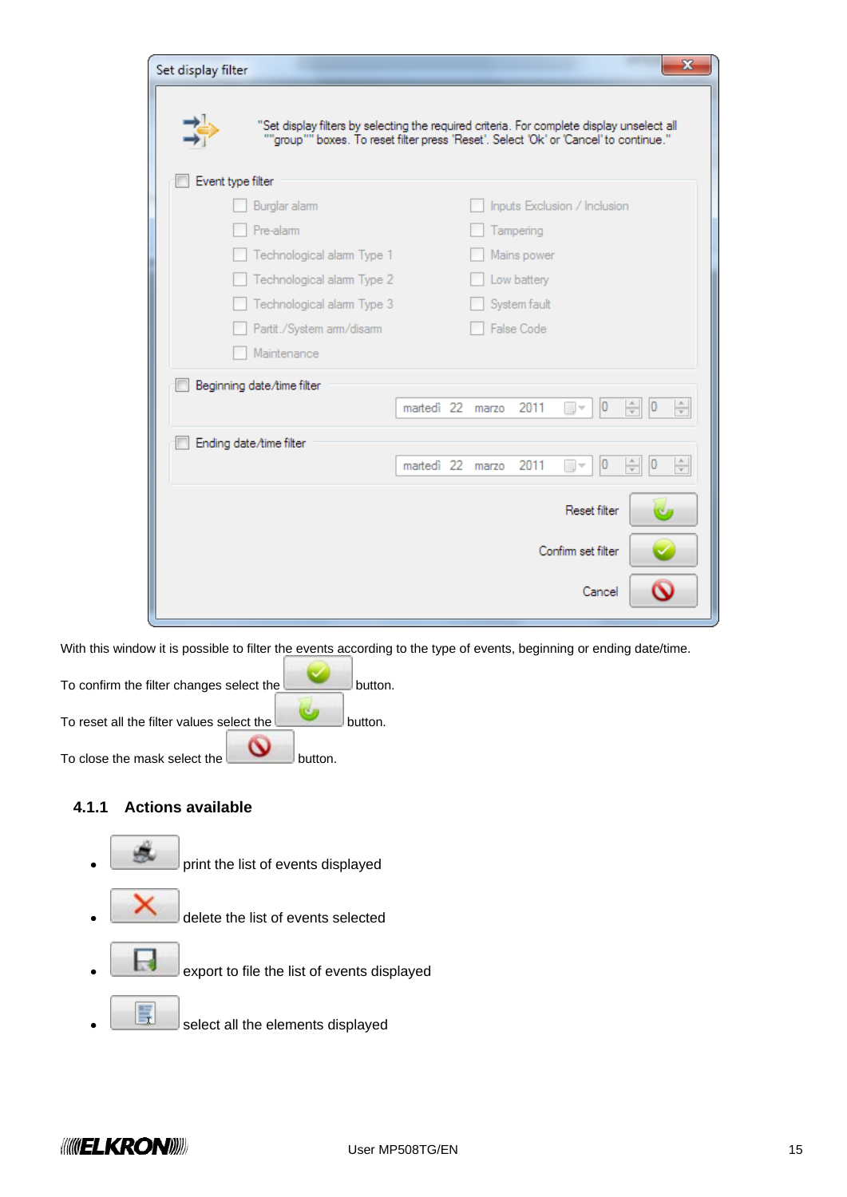With this window it is possible to filter the events according to the type of events, beginning or ending date/time.

To confirm the filter changes select the button.

To reset all the filter values select the button.

To close the mask select the button.

### 4.1.1 Actions available

- print the list of events displayed
- delete the list of events selected
- export to file the list of events displayed
- select all the elements displayed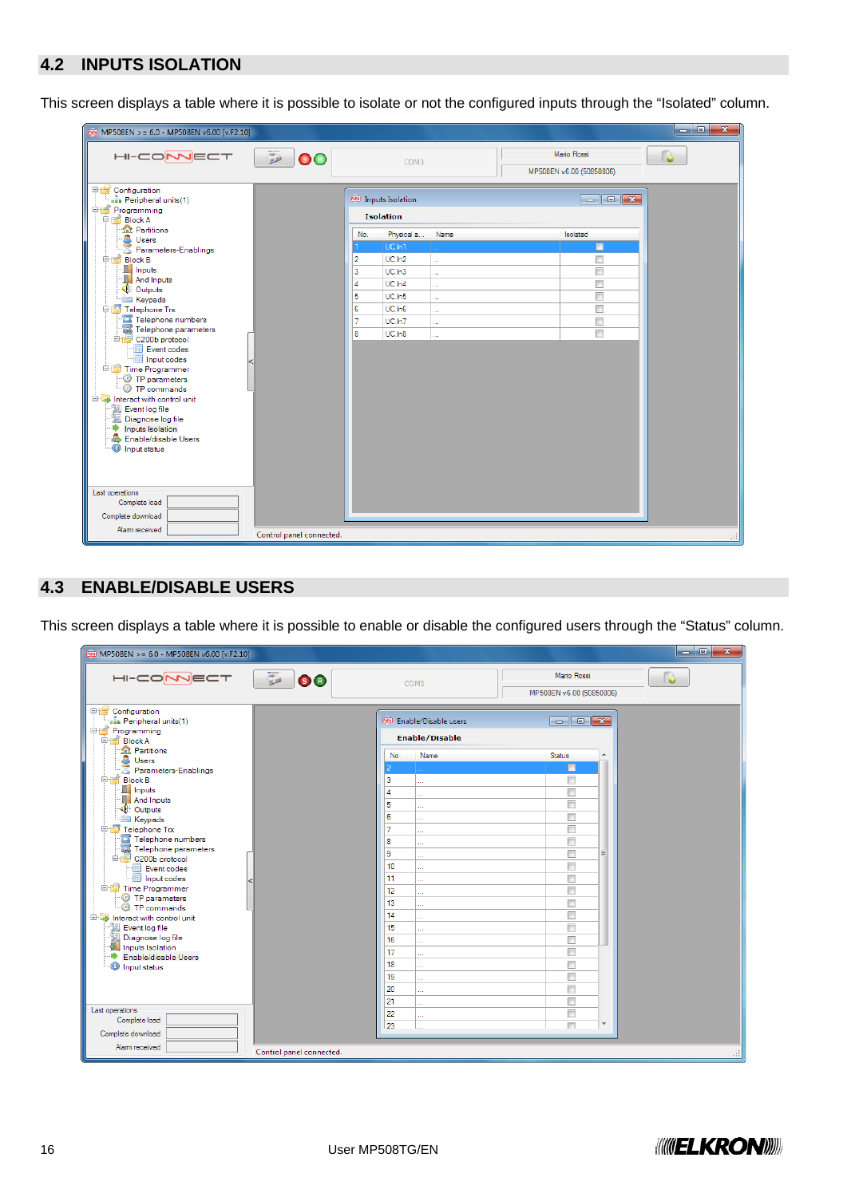## 4.2 INPUTS ISOLATION

This screen displays a table where it is possible to isolate or not the configured inputs through the "Isolated" column.

## 4.3 ENABLE/DISABLE USERS

This screen displays a table where it is possible to enable or disable the configured users through the "Status" column.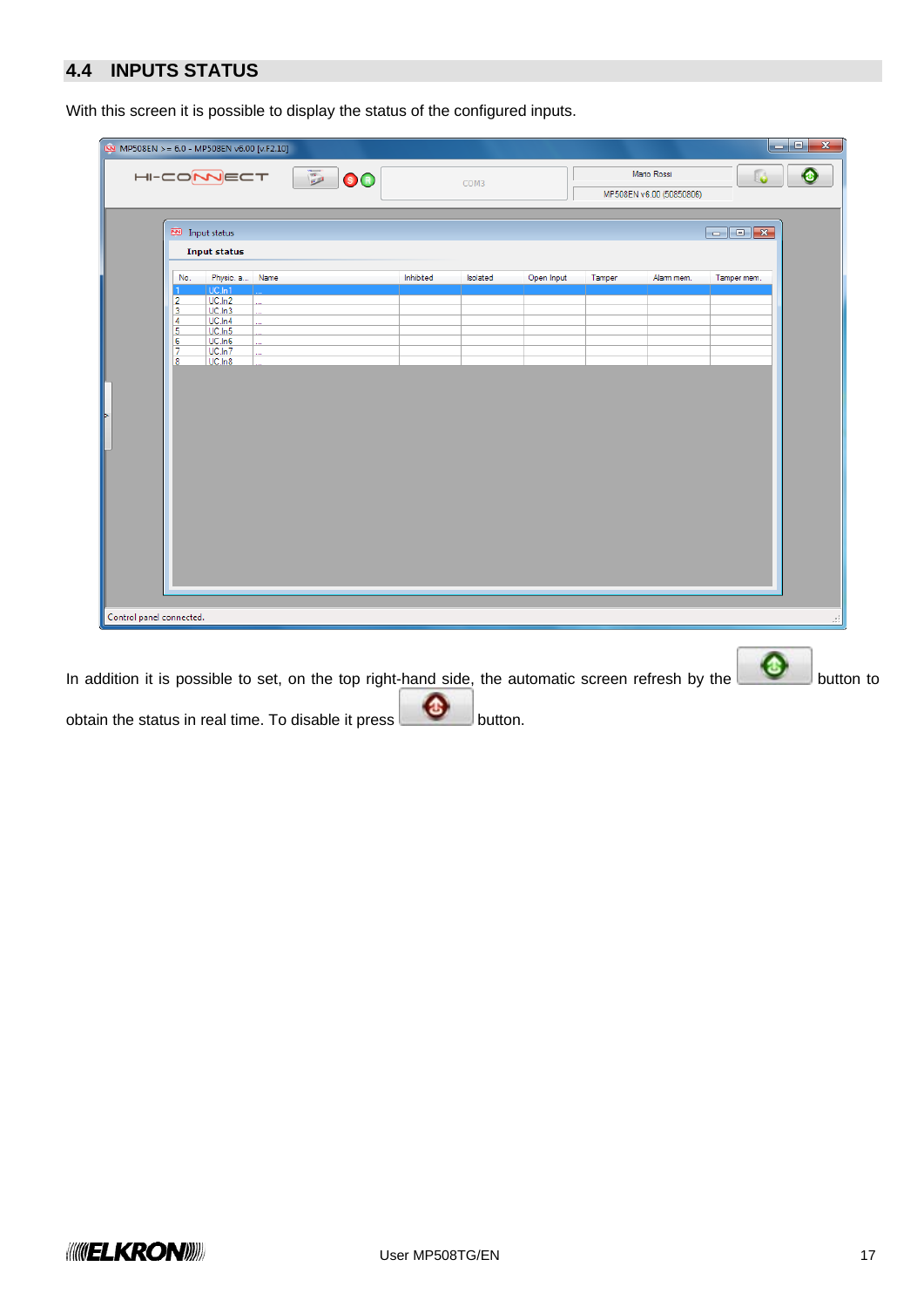## 4.4 INPUTS STATUS

With this screen it is possible to display the status of the configured inputs.

In addition it is possible to set, on the top right-hand side, the automatic screen refresh by the button to obtain the status in real time. To disable it press button.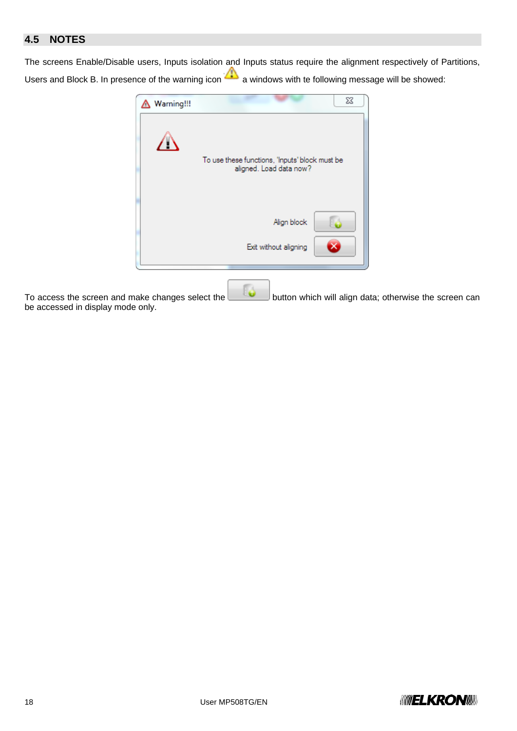## 4.5 NOTES

The screens Enable/Disable users, Inputs isolation and Inputs status require the alignment respectively of Partitions, Users and Block B. In presence of the warning icon a windows with te following message will be showed:

To access the screen and make changes select the button which will align data; otherwise the screen can be accessed in display mode only.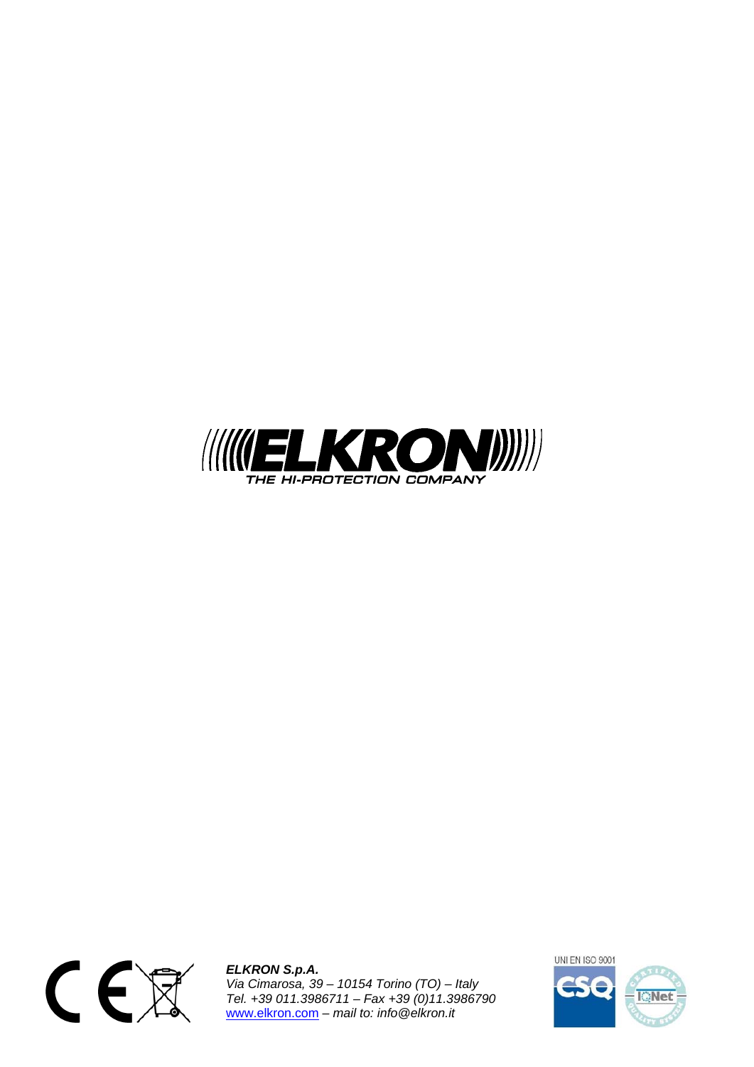ELKRON

THE HI-PROTECTION COMPANY

***ELKRON S.p.A.***
*Via Cimarosa, 39 – 10154 Torino (TO) – Italy*
*Tel. +39 011.3986711 – Fax +39 (0)11.3986790*
*www.elkron.com – mail to: info@elkron.it*

UNI EN ISO 9001